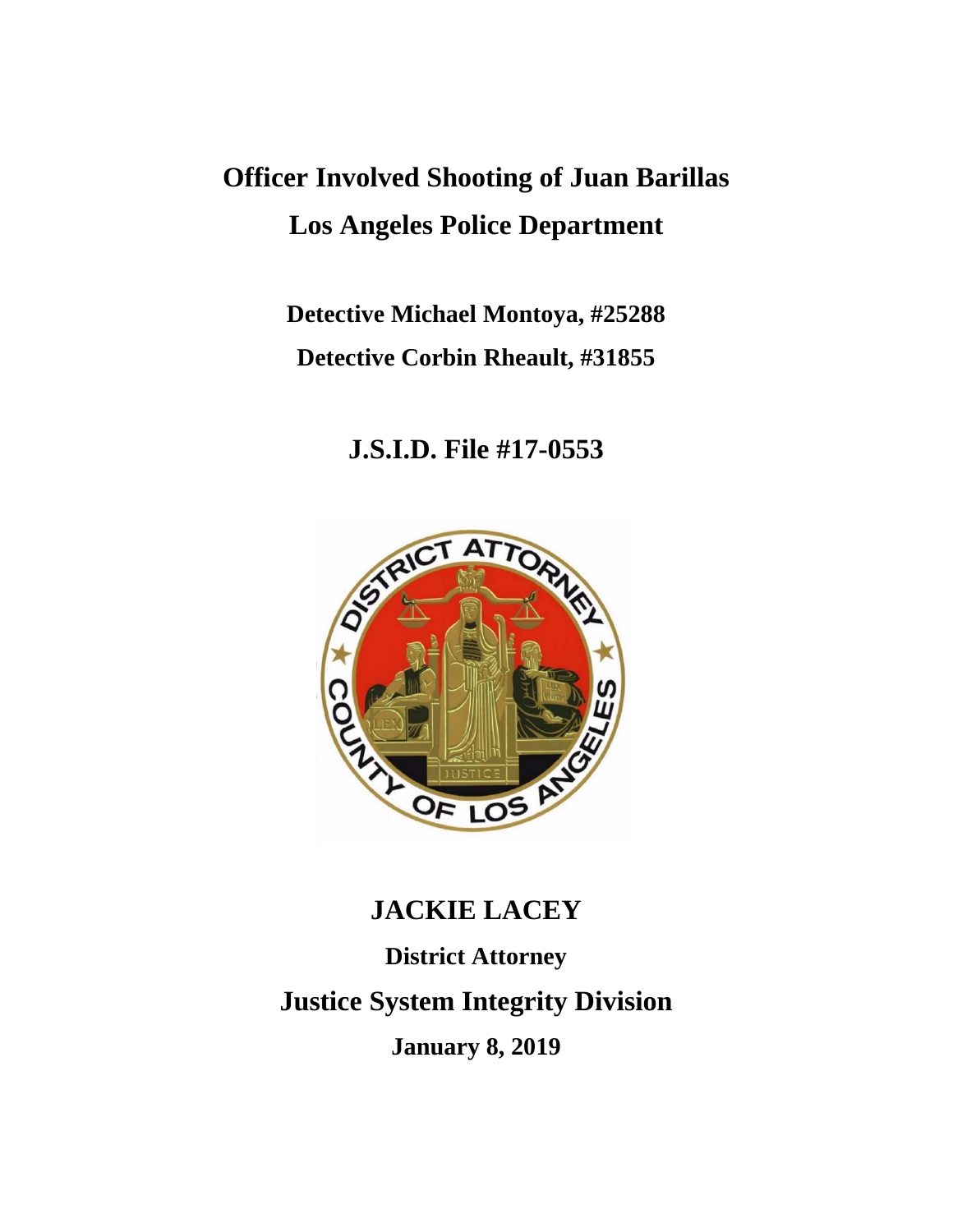# Officer Involved Shooting of Juan Barillas

# Los Angeles Police Department

**Detective Michael Montoya, #25288**

**Detective Corbin Rheault, #31855**

## J.S.I.D. File #17-0553

## JACKIE LACEY

**District Attorney**

## Justice System Integrity Division

**January 8, 2019**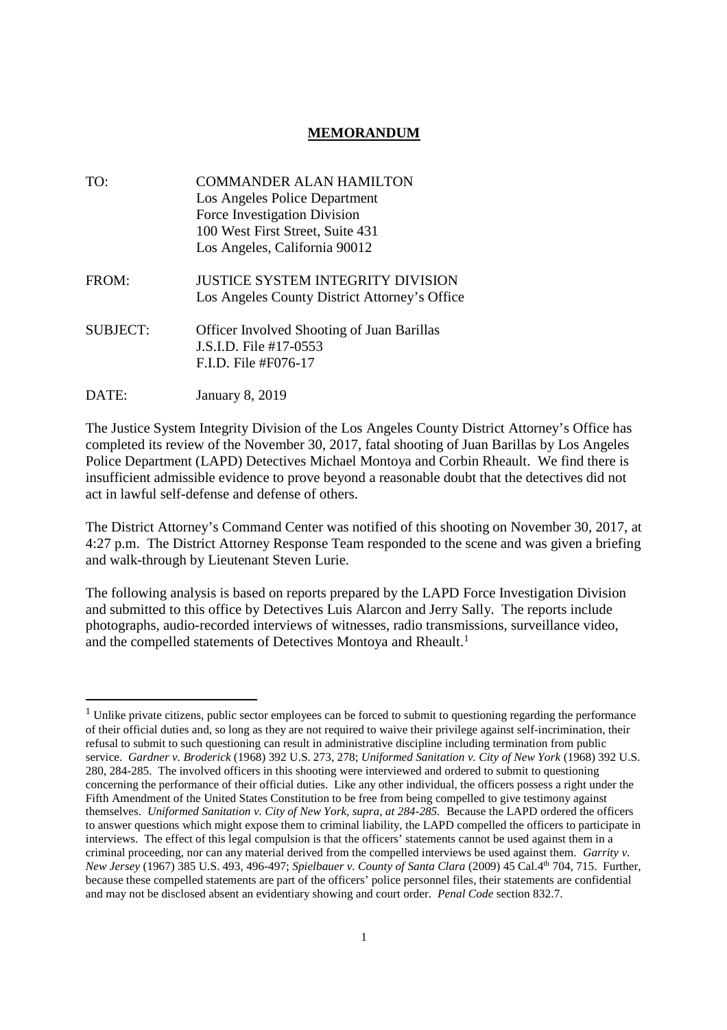**MEMORANDUM**

TO: COMMANDER ALAN HAMILTON
Los Angeles Police Department
Force Investigation Division
100 West First Street, Suite 431
Los Angeles, California 90012

FROM: JUSTICE SYSTEM INTEGRITY DIVISION
Los Angeles County District Attorney's Office

SUBJECT: Officer Involved Shooting of Juan Barillas
J.S.I.D. File #17-0553
F.I.D. File #F076-17

DATE: January 8, 2019

The Justice System Integrity Division of the Los Angeles County District Attorney's Office has completed its review of the November 30, 2017, fatal shooting of Juan Barillas by Los Angeles Police Department (LAPD) Detectives Michael Montoya and Corbin Rheault. We find there is insufficient admissible evidence to prove beyond a reasonable doubt that the detectives did not act in lawful self-defense and defense of others.

The District Attorney's Command Center was notified of this shooting on November 30, 2017, at 4:27 p.m. The District Attorney Response Team responded to the scene and was given a briefing and walk-through by Lieutenant Steven Lurie.

The following analysis is based on reports prepared by the LAPD Force Investigation Division and submitted to this office by Detectives Luis Alarcon and Jerry Sally. The reports include photographs, audio-recorded interviews of witnesses, radio transmissions, surveillance video, and the compelled statements of Detectives Montoya and Rheault.[1]

---

[1] Unlike private citizens, public sector employees can be forced to submit to questioning regarding the performance of their official duties and, so long as they are not required to waive their privilege against self-incrimination, their refusal to submit to such questioning can result in administrative discipline including termination from public service. *Gardner v. Broderick* (1968) 392 U.S. 273, 278; *Uniformed Sanitation v. City of New York* (1968) 392 U.S. 280, 284-285. The involved officers in this shooting were interviewed and ordered to submit to questioning concerning the performance of their official duties. Like any other individual, the officers possess a right under the Fifth Amendment of the United States Constitution to be free from being compelled to give testimony against themselves. *Uniformed Sanitation v. City of New York, supra, at 284-285*. Because the LAPD ordered the officers to answer questions which might expose them to criminal liability, the LAPD compelled the officers to participate in interviews. The effect of this legal compulsion is that the officers' statements cannot be used against them in a criminal proceeding, nor can any material derived from the compelled interviews be used against them. *Garrity v. New Jersey* (1967) 385 U.S. 493, 496-497; *Spielbauer v. County of Santa Clara* (2009) 45 Cal.4th 704, 715. Further, because these compelled statements are part of the officers' police personnel files, their statements are confidential and may not be disclosed absent an evidentiary showing and court order. *Penal Code* section 832.7.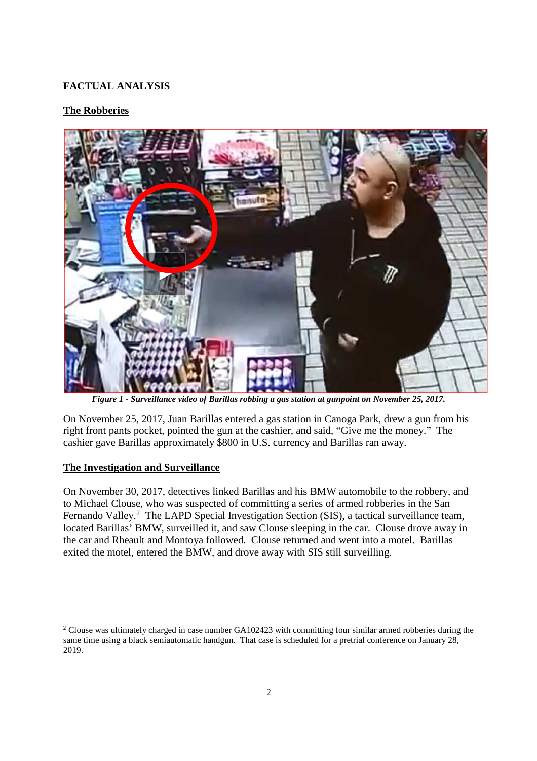## FACTUAL ANALYSIS

### The Robberies

*Figure 1 - Surveillance video of Barillas robbing a gas station at gunpoint on November 25, 2017.*

On November 25, 2017, Juan Barillas entered a gas station in Canoga Park, drew a gun from his right front pants pocket, pointed the gun at the cashier, and said, "Give me the money." The cashier gave Barillas approximately $800 in U.S. currency and Barillas ran away.

### The Investigation and Surveillance

On November 30, 2017, detectives linked Barillas and his BMW automobile to the robbery, and to Michael Clouse, who was suspected of committing a series of armed robberies in the San Fernando Valley.[2] The LAPD Special Investigation Section (SIS), a tactical surveillance team, located Barillas' BMW, surveilled it, and saw Clouse sleeping in the car. Clouse drove away in the car and Rheault and Montoya followed. Clouse returned and went into a motel. Barillas exited the motel, entered the BMW, and drove away with SIS still surveilling.

---

[2] Clouse was ultimately charged in case number GA102423 with committing four similar armed robberies during the same time using a black semiautomatic handgun. That case is scheduled for a pretrial conference on January 28, 2019.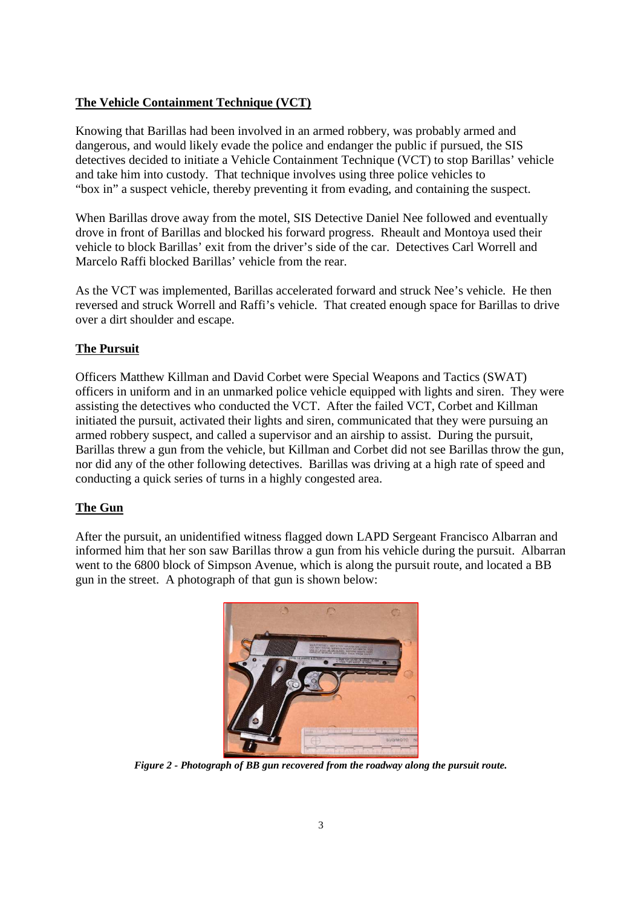## The Vehicle Containment Technique (VCT)

Knowing that Barillas had been involved in an armed robbery, was probably armed and dangerous, and would likely evade the police and endanger the public if pursued, the SIS detectives decided to initiate a Vehicle Containment Technique (VCT) to stop Barillas' vehicle and take him into custody. That technique involves using three police vehicles to "box in" a suspect vehicle, thereby preventing it from evading, and containing the suspect.

When Barillas drove away from the motel, SIS Detective Daniel Nee followed and eventually drove in front of Barillas and blocked his forward progress. Rheault and Montoya used their vehicle to block Barillas' exit from the driver's side of the car. Detectives Carl Worrell and Marcelo Raffi blocked Barillas' vehicle from the rear.

As the VCT was implemented, Barillas accelerated forward and struck Nee's vehicle. He then reversed and struck Worrell and Raffi's vehicle. That created enough space for Barillas to drive over a dirt shoulder and escape.

## The Pursuit

Officers Matthew Killman and David Corbet were Special Weapons and Tactics (SWAT) officers in uniform and in an unmarked police vehicle equipped with lights and siren. They were assisting the detectives who conducted the VCT. After the failed VCT, Corbet and Killman initiated the pursuit, activated their lights and siren, communicated that they were pursuing an armed robbery suspect, and called a supervisor and an airship to assist. During the pursuit, Barillas threw a gun from the vehicle, but Killman and Corbet did not see Barillas throw the gun, nor did any of the other following detectives. Barillas was driving at a high rate of speed and conducting a quick series of turns in a highly congested area.

## The Gun

After the pursuit, an unidentified witness flagged down LAPD Sergeant Francisco Albarran and informed him that her son saw Barillas throw a gun from his vehicle during the pursuit. Albarran went to the 6800 block of Simpson Avenue, which is along the pursuit route, and located a BB gun in the street. A photograph of that gun is shown below:

***Figure 2 - Photograph of BB gun recovered from the roadway along the pursuit route.***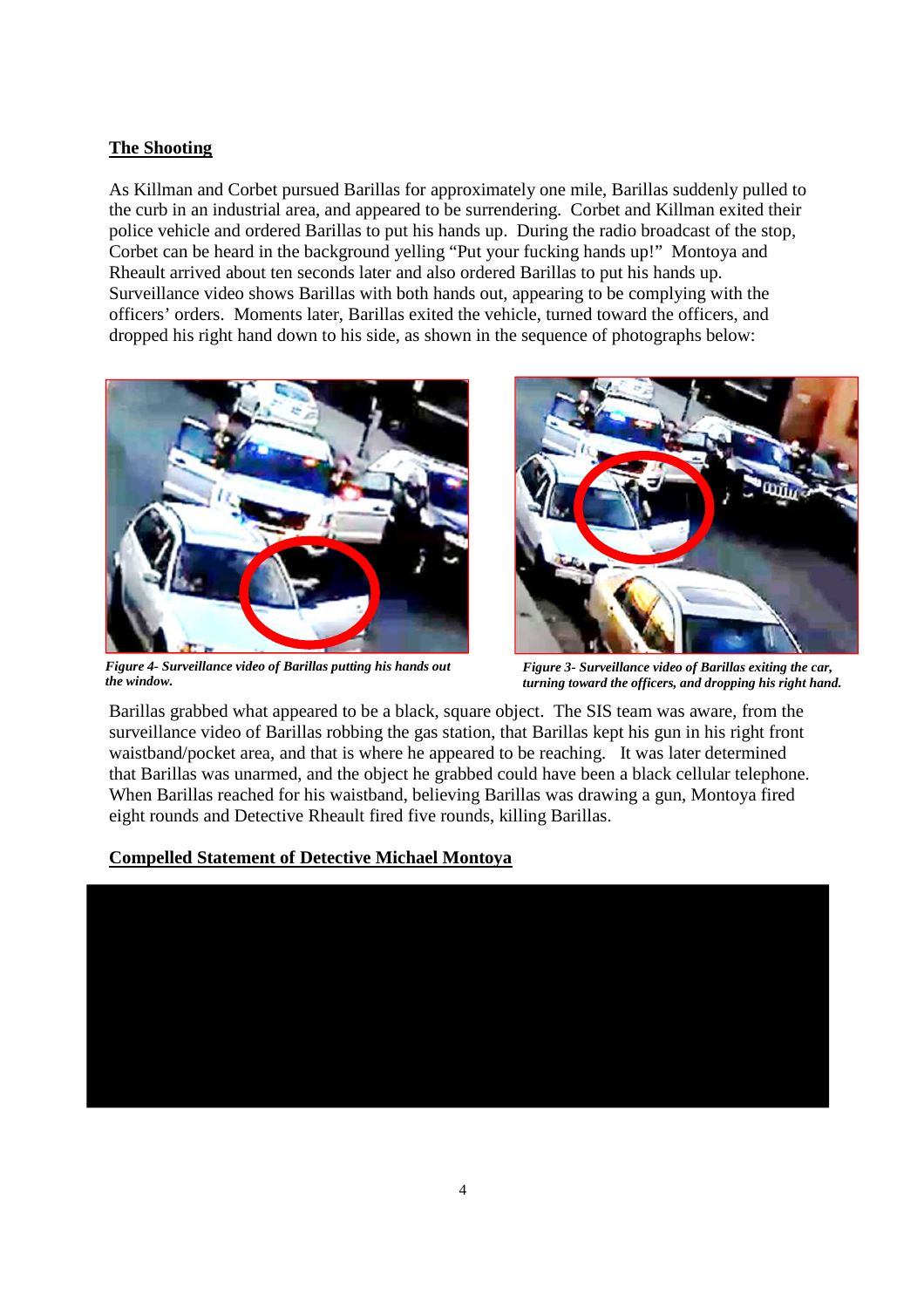## The Shooting

As Killman and Corbet pursued Barillas for approximately one mile, Barillas suddenly pulled to the curb in an industrial area, and appeared to be surrendering. Corbet and Killman exited their police vehicle and ordered Barillas to put his hands up. During the radio broadcast of the stop, Corbet can be heard in the background yelling "Put your fucking hands up!" Montoya and Rheault arrived about ten seconds later and also ordered Barillas to put his hands up. Surveillance video shows Barillas with both hands out, appearing to be complying with the officers' orders. Moments later, Barillas exited the vehicle, turned toward the officers, and dropped his right hand down to his side, as shown in the sequence of photographs below:

***Figure 4- Surveillance video of Barillas putting his hands out the window.***

***Figure 3- Surveillance video of Barillas exiting the car, turning toward the officers, and dropping his right hand.***

Barillas grabbed what appeared to be a black, square object. The SIS team was aware, from the surveillance video of Barillas robbing the gas station, that Barillas kept his gun in his right front waistband/pocket area, and that is where he appeared to be reaching. It was later determined that Barillas was unarmed, and the object he grabbed could have been a black cellular telephone. When Barillas reached for his waistband, believing Barillas was drawing a gun, Montoya fired eight rounds and Detective Rheault fired five rounds, killing Barillas.

## Compelled Statement of Detective Michael Montoya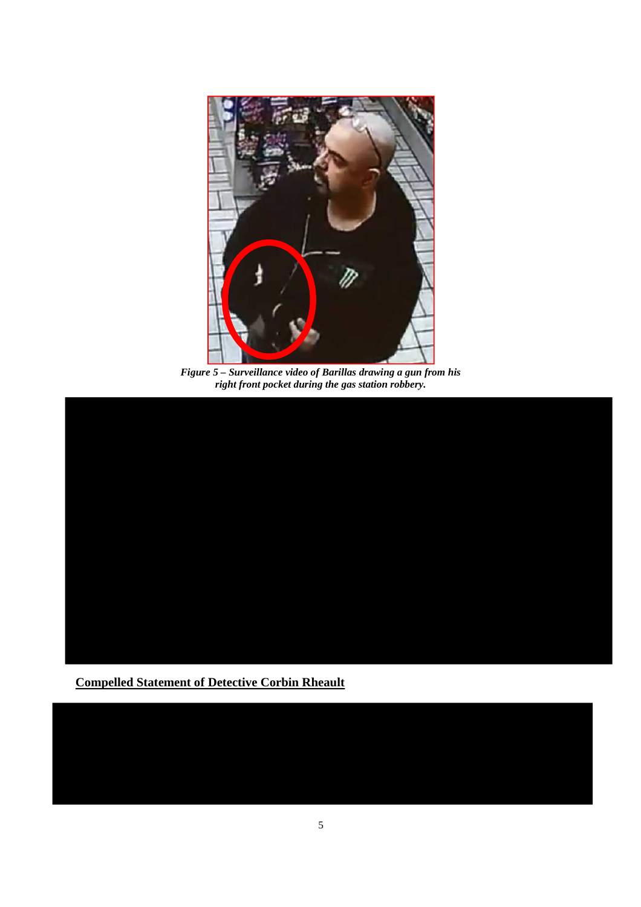*Figure 5 – Surveillance video of Barillas drawing a gun from his right front pocket during the gas station robbery.*

**Compelled Statement of Detective Corbin Rheault**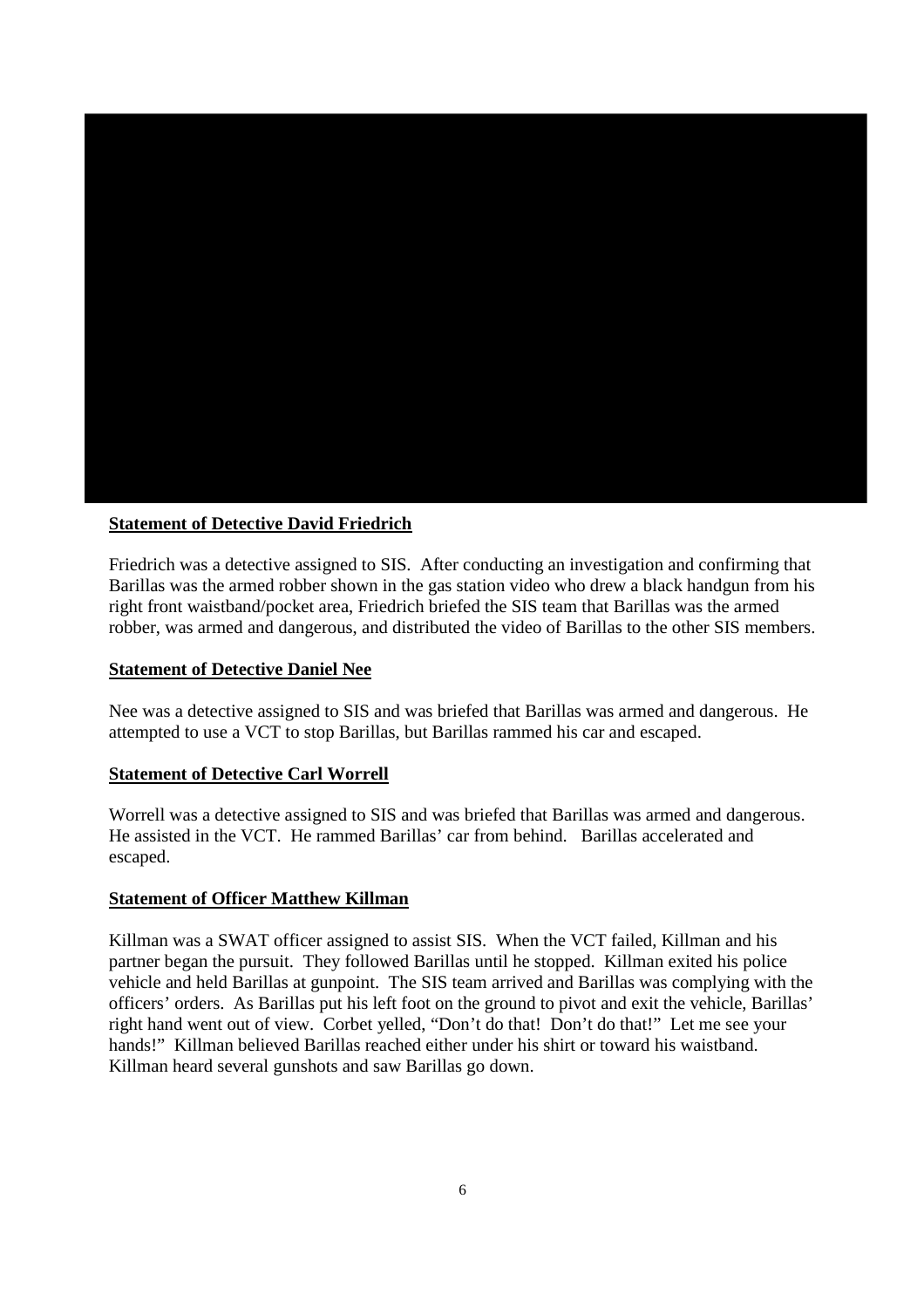**Statement of Detective David Friedrich**

Friedrich was a detective assigned to SIS. After conducting an investigation and confirming that Barillas was the armed robber shown in the gas station video who drew a black handgun from his right front waistband/pocket area, Friedrich briefed the SIS team that Barillas was the armed robber, was armed and dangerous, and distributed the video of Barillas to the other SIS members.

**Statement of Detective Daniel Nee**

Nee was a detective assigned to SIS and was briefed that Barillas was armed and dangerous. He attempted to use a VCT to stop Barillas, but Barillas rammed his car and escaped.

**Statement of Detective Carl Worrell**

Worrell was a detective assigned to SIS and was briefed that Barillas was armed and dangerous. He assisted in the VCT. He rammed Barillas' car from behind. Barillas accelerated and escaped.

**Statement of Officer Matthew Killman**

Killman was a SWAT officer assigned to assist SIS. When the VCT failed, Killman and his partner began the pursuit. They followed Barillas until he stopped. Killman exited his police vehicle and held Barillas at gunpoint. The SIS team arrived and Barillas was complying with the officers' orders. As Barillas put his left foot on the ground to pivot and exit the vehicle, Barillas' right hand went out of view. Corbet yelled, "Don't do that! Don't do that!" Let me see your hands!" Killman believed Barillas reached either under his shirt or toward his waistband. Killman heard several gunshots and saw Barillas go down.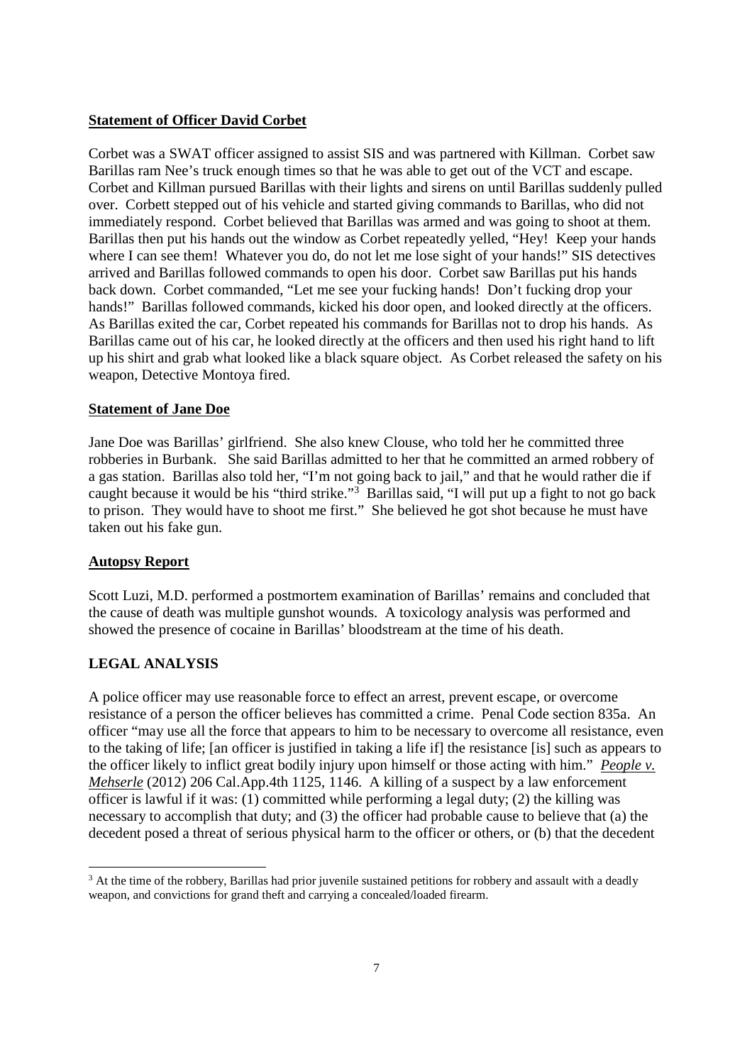**Statement of Officer David Corbet**

Corbet was a SWAT officer assigned to assist SIS and was partnered with Killman. Corbet saw Barillas ram Nee's truck enough times so that he was able to get out of the VCT and escape. Corbet and Killman pursued Barillas with their lights and sirens on until Barillas suddenly pulled over. Corbett stepped out of his vehicle and started giving commands to Barillas, who did not immediately respond. Corbet believed that Barillas was armed and was going to shoot at them. Barillas then put his hands out the window as Corbet repeatedly yelled, "Hey! Keep your hands where I can see them! Whatever you do, do not let me lose sight of your hands!" SIS detectives arrived and Barillas followed commands to open his door. Corbet saw Barillas put his hands back down. Corbet commanded, "Let me see your fucking hands! Don't fucking drop your hands!" Barillas followed commands, kicked his door open, and looked directly at the officers. As Barillas exited the car, Corbet repeated his commands for Barillas not to drop his hands. As Barillas came out of his car, he looked directly at the officers and then used his right hand to lift up his shirt and grab what looked like a black square object. As Corbet released the safety on his weapon, Detective Montoya fired.

**Statement of Jane Doe**

Jane Doe was Barillas' girlfriend. She also knew Clouse, who told her he committed three robberies in Burbank. She said Barillas admitted to her that he committed an armed robbery of a gas station. Barillas also told her, "I'm not going back to jail," and that he would rather die if caught because it would be his "third strike."[3] Barillas said, "I will put up a fight to not go back to prison. They would have to shoot me first." She believed he got shot because he must have taken out his fake gun.

**Autopsy Report**

Scott Luzi, M.D. performed a postmortem examination of Barillas' remains and concluded that the cause of death was multiple gunshot wounds. A toxicology analysis was performed and showed the presence of cocaine in Barillas' bloodstream at the time of his death.

## LEGAL ANALYSIS

A police officer may use reasonable force to effect an arrest, prevent escape, or overcome resistance of a person the officer believes has committed a crime. Penal Code section 835a. An officer "may use all the force that appears to him to be necessary to overcome all resistance, even to the taking of life; [an officer is justified in taking a life if] the resistance [is] such as appears to the officer likely to inflict great bodily injury upon himself or those acting with him." *People v. Mehserle* (2012) 206 Cal.App.4th 1125, 1146. A killing of a suspect by a law enforcement officer is lawful if it was: (1) committed while performing a legal duty; (2) the killing was necessary to accomplish that duty; and (3) the officer had probable cause to believe that (a) the decedent posed a threat of serious physical harm to the officer or others, or (b) that the decedent

[3] At the time of the robbery, Barillas had prior juvenile sustained petitions for robbery and assault with a deadly weapon, and convictions for grand theft and carrying a concealed/loaded firearm.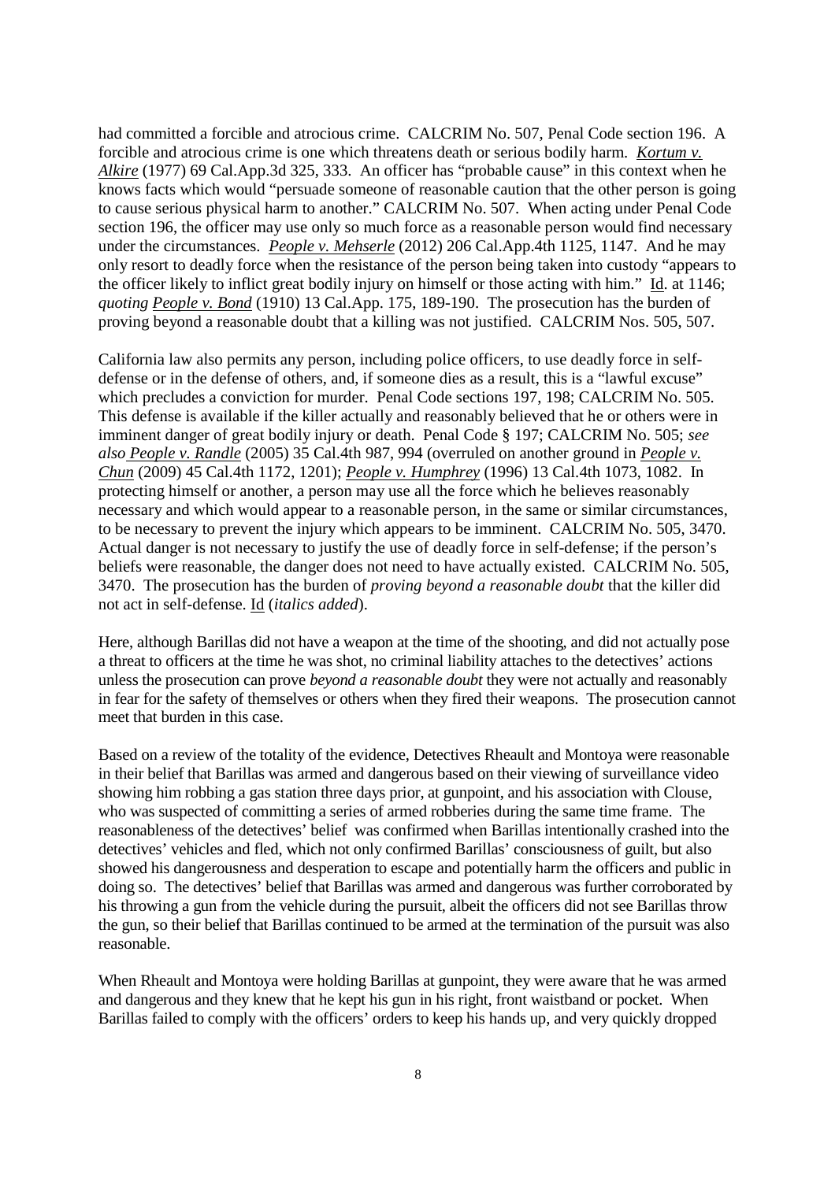had committed a forcible and atrocious crime. CALCRIM No. 507, Penal Code section 196. A forcible and atrocious crime is one which threatens death or serious bodily harm. *Kortum v. Alkire* (1977) 69 Cal.App.3d 325, 333. An officer has "probable cause" in this context when he knows facts which would "persuade someone of reasonable caution that the other person is going to cause serious physical harm to another." CALCRIM No. 507. When acting under Penal Code section 196, the officer may use only so much force as a reasonable person would find necessary under the circumstances. *People v. Mehserle* (2012) 206 Cal.App.4th 1125, 1147. And he may only resort to deadly force when the resistance of the person being taken into custody "appears to the officer likely to inflict great bodily injury on himself or those acting with him." Id. at 1146; *quoting People v. Bond* (1910) 13 Cal.App. 175, 189-190. The prosecution has the burden of proving beyond a reasonable doubt that a killing was not justified. CALCRIM Nos. 505, 507.

California law also permits any person, including police officers, to use deadly force in self-defense or in the defense of others, and, if someone dies as a result, this is a "lawful excuse" which precludes a conviction for murder. Penal Code sections 197, 198; CALCRIM No. 505. This defense is available if the killer actually and reasonably believed that he or others were in imminent danger of great bodily injury or death. Penal Code § 197; CALCRIM No. 505; *see also People v. Randle* (2005) 35 Cal.4th 987, 994 (overruled on another ground in *People v. Chun* (2009) 45 Cal.4th 1172, 1201); *People v. Humphrey* (1996) 13 Cal.4th 1073, 1082. In protecting himself or another, a person may use all the force which he believes reasonably necessary and which would appear to a reasonable person, in the same or similar circumstances, to be necessary to prevent the injury which appears to be imminent. CALCRIM No. 505, 3470. Actual danger is not necessary to justify the use of deadly force in self-defense; if the person's beliefs were reasonable, the danger does not need to have actually existed. CALCRIM No. 505, 3470. The prosecution has the burden of *proving beyond a reasonable doubt* that the killer did not act in self-defense. Id (*italics added*).

Here, although Barillas did not have a weapon at the time of the shooting, and did not actually pose a threat to officers at the time he was shot, no criminal liability attaches to the detectives' actions unless the prosecution can prove *beyond a reasonable doubt* they were not actually and reasonably in fear for the safety of themselves or others when they fired their weapons. The prosecution cannot meet that burden in this case.

Based on a review of the totality of the evidence, Detectives Rheault and Montoya were reasonable in their belief that Barillas was armed and dangerous based on their viewing of surveillance video showing him robbing a gas station three days prior, at gunpoint, and his association with Clouse, who was suspected of committing a series of armed robberies during the same time frame. The reasonableness of the detectives' belief was confirmed when Barillas intentionally crashed into the detectives' vehicles and fled, which not only confirmed Barillas' consciousness of guilt, but also showed his dangerousness and desperation to escape and potentially harm the officers and public in doing so. The detectives' belief that Barillas was armed and dangerous was further corroborated by his throwing a gun from the vehicle during the pursuit, albeit the officers did not see Barillas throw the gun, so their belief that Barillas continued to be armed at the termination of the pursuit was also reasonable.

When Rheault and Montoya were holding Barillas at gunpoint, they were aware that he was armed and dangerous and they knew that he kept his gun in his right, front waistband or pocket. When Barillas failed to comply with the officers' orders to keep his hands up, and very quickly dropped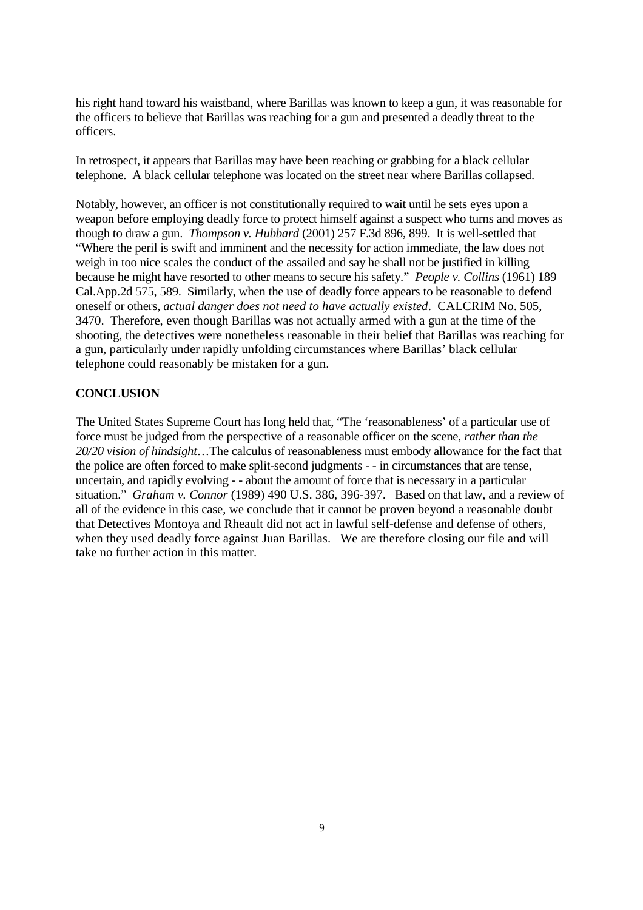his right hand toward his waistband, where Barillas was known to keep a gun, it was reasonable for the officers to believe that Barillas was reaching for a gun and presented a deadly threat to the officers.

In retrospect, it appears that Barillas may have been reaching or grabbing for a black cellular telephone. A black cellular telephone was located on the street near where Barillas collapsed.

Notably, however, an officer is not constitutionally required to wait until he sets eyes upon a weapon before employing deadly force to protect himself against a suspect who turns and moves as though to draw a gun. *Thompson v. Hubbard* (2001) 257 F.3d 896, 899. It is well-settled that "Where the peril is swift and imminent and the necessity for action immediate, the law does not weigh in too nice scales the conduct of the assailed and say he shall not be justified in killing because he might have resorted to other means to secure his safety." *People v. Collins* (1961) 189 Cal.App.2d 575, 589. Similarly, when the use of deadly force appears to be reasonable to defend oneself or others, *actual danger does not need to have actually existed*. CALCRIM No. 505, 3470. Therefore, even though Barillas was not actually armed with a gun at the time of the shooting, the detectives were nonetheless reasonable in their belief that Barillas was reaching for a gun, particularly under rapidly unfolding circumstances where Barillas' black cellular telephone could reasonably be mistaken for a gun.

**CONCLUSION**

The United States Supreme Court has long held that, "The 'reasonableness' of a particular use of force must be judged from the perspective of a reasonable officer on the scene, *rather than the 20/20 vision of hindsight*…The calculus of reasonableness must embody allowance for the fact that the police are often forced to make split-second judgments - - in circumstances that are tense, uncertain, and rapidly evolving - - about the amount of force that is necessary in a particular situation." *Graham v. Connor* (1989) 490 U.S. 386, 396-397. Based on that law, and a review of all of the evidence in this case, we conclude that it cannot be proven beyond a reasonable doubt that Detectives Montoya and Rheault did not act in lawful self-defense and defense of others, when they used deadly force against Juan Barillas. We are therefore closing our file and will take no further action in this matter.